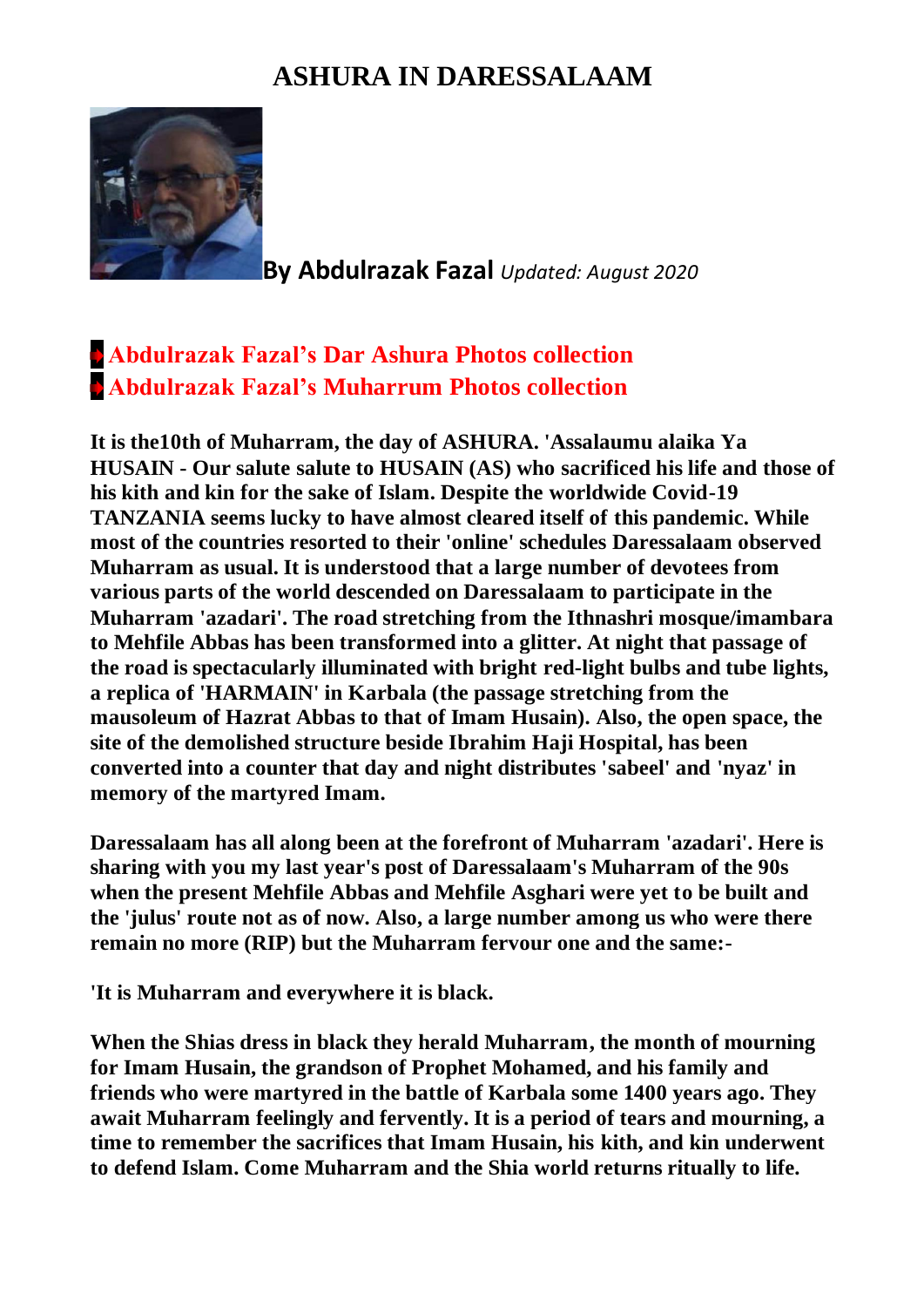# ASHURA IN DARESSALAAM

**By Abdulrazak Fazal** *Updated: August 2020*

- **Abdulrazak Fazal's Dar Ashura Photos collection**
- **Abdulrazak Fazal's Muharrum Photos collection**

**It is the10th of Muharram, the day of ASHURA. 'Assalaumu alaika Ya HUSAIN - Our salute salute to HUSAIN (AS) who sacrificed his life and those of his kith and kin for the sake of Islam. Despite the worldwide Covid-19 TANZANIA seems lucky to have almost cleared itself of this pandemic. While most of the countries resorted to their 'online' schedules Daressalaam observed Muharram as usual. It is understood that a large number of devotees from various parts of the world descended on Daressalaam to participate in the Muharram 'azadari'. The road stretching from the Ithnashri mosque/imambara to Mehfile Abbas has been transformed into a glitter. At night that passage of the road is spectacularly illuminated with bright red-light bulbs and tube lights, a replica of 'HARMAIN' in Karbala (the passage stretching from the mausoleum of Hazrat Abbas to that of Imam Husain). Also, the open space, the site of the demolished structure beside Ibrahim Haji Hospital, has been converted into a counter that day and night distributes 'sabeel' and 'nyaz' in memory of the martyred Imam.**

**Daressalaam has all along been at the forefront of Muharram 'azadari'. Here is sharing with you my last year's post of Daressalaam's Muharram of the 90s when the present Mehfile Abbas and Mehfile Asghari were yet to be built and the 'julus' route not as of now. Also, a large number among us who were there remain no more (RIP) but the Muharram fervour one and the same:-**

**'It is Muharram and everywhere it is black.**

**When the Shias dress in black they herald Muharram, the month of mourning for Imam Husain, the grandson of Prophet Mohamed, and his family and friends who were martyred in the battle of Karbala some 1400 years ago. They await Muharram feelingly and fervently. It is a period of tears and mourning, a time to remember the sacrifices that Imam Husain, his kith, and kin underwent to defend Islam. Come Muharram and the Shia world returns ritually to life.**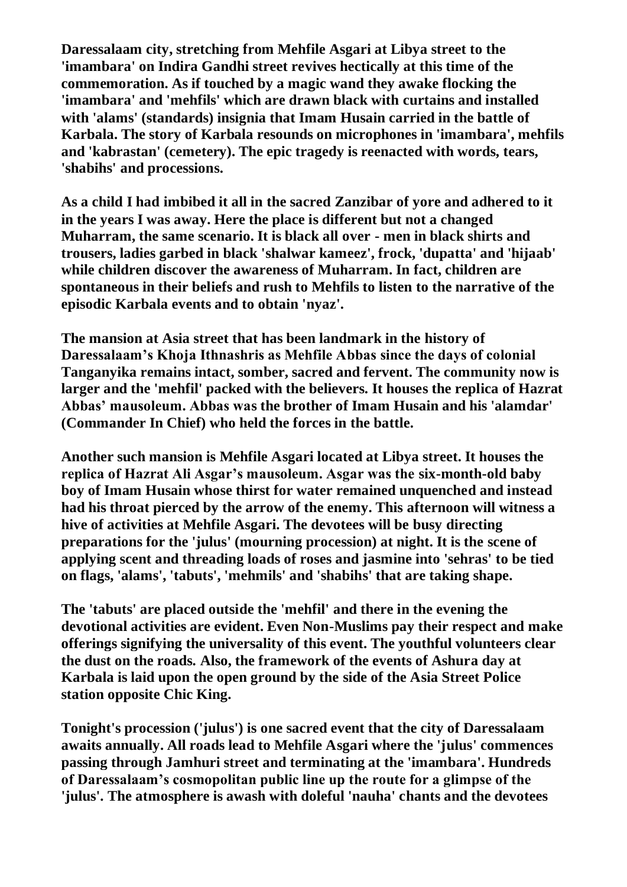**Daressalaam city, stretching from Mehfile Asgari at Libya street to the 'imambara' on Indira Gandhi street revives hectically at this time of the commemoration. As if touched by a magic wand they awake flocking the 'imambara' and 'mehfils' which are drawn black with curtains and installed with 'alams' (standards) insignia that Imam Husain carried in the battle of Karbala. The story of Karbala resounds on microphones in 'imambara', mehfils and 'kabrastan' (cemetery). The epic tragedy is reenacted with words, tears, 'shabihs' and processions.**

**As a child I had imbibed it all in the sacred Zanzibar of yore and adhered to it in the years I was away. Here the place is different but not a changed Muharram, the same scenario. It is black all over - men in black shirts and trousers, ladies garbed in black 'shalwar kameez', frock, 'dupatta' and 'hijaab' while children discover the awareness of Muharram. In fact, children are spontaneous in their beliefs and rush to Mehfils to listen to the narrative of the episodic Karbala events and to obtain 'nyaz'.**

**The mansion at Asia street that has been landmark in the history of Daressalaam's Khoja Ithnashris as Mehfile Abbas since the days of colonial Tanganyika remains intact, somber, sacred and fervent. The community now is larger and the 'mehfil' packed with the believers. It houses the replica of Hazrat Abbas' mausoleum. Abbas was the brother of Imam Husain and his 'alamdar' (Commander In Chief) who held the forces in the battle.**

**Another such mansion is Mehfile Asgari located at Libya street. It houses the replica of Hazrat Ali Asgar's mausoleum. Asgar was the six-month-old baby boy of Imam Husain whose thirst for water remained unquenched and instead had his throat pierced by the arrow of the enemy. This afternoon will witness a hive of activities at Mehfile Asgari. The devotees will be busy directing preparations for the 'julus' (mourning procession) at night. It is the scene of applying scent and threading loads of roses and jasmine into 'sehras' to be tied on flags, 'alams', 'tabuts', 'mehmils' and 'shabihs' that are taking shape.**

**The 'tabuts' are placed outside the 'mehfil' and there in the evening the devotional activities are evident. Even Non-Muslims pay their respect and make offerings signifying the universality of this event. The youthful volunteers clear the dust on the roads. Also, the framework of the events of Ashura day at Karbala is laid upon the open ground by the side of the Asia Street Police station opposite Chic King.**

**Tonight's procession ('julus') is one sacred event that the city of Daressalaam awaits annually. All roads lead to Mehfile Asgari where the 'julus' commences passing through Jamhuri street and terminating at the 'imambara'. Hundreds of Daressalaam's cosmopolitan public line up the route for a glimpse of the 'julus'. The atmosphere is awash with doleful 'nauha' chants and the devotees**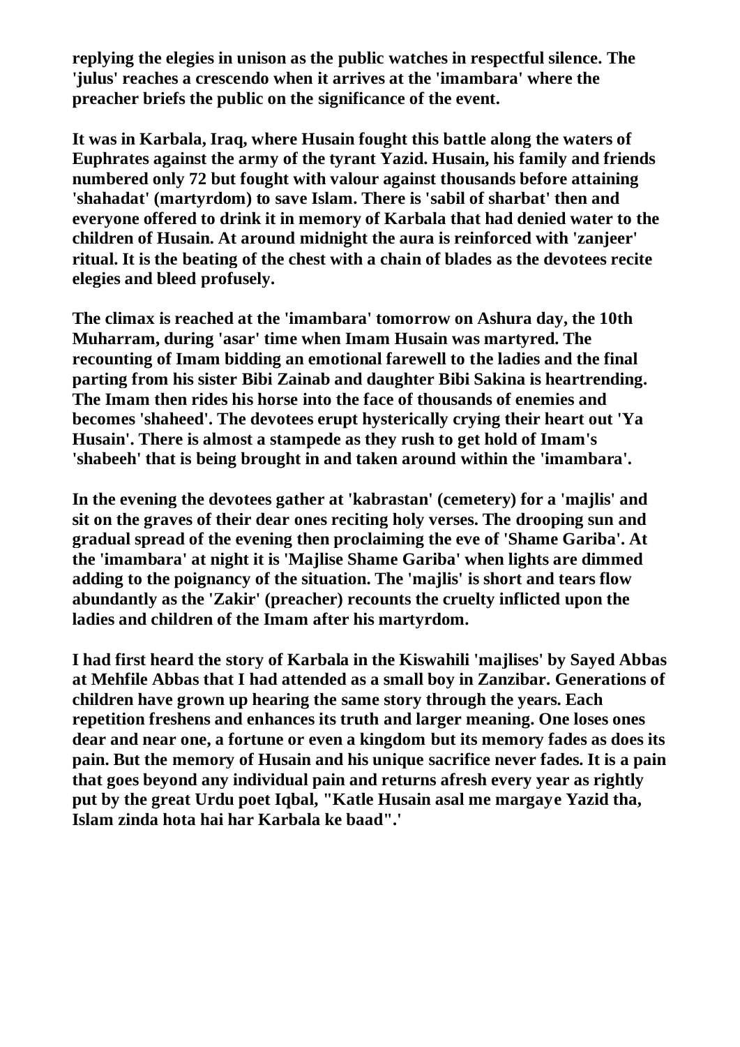**replying the elegies in unison as the public watches in respectful silence. The 'julus' reaches a crescendo when it arrives at the 'imambara' where the preacher briefs the public on the significance of the event.**

**It was in Karbala, Iraq, where Husain fought this battle along the waters of Euphrates against the army of the tyrant Yazid. Husain, his family and friends numbered only 72 but fought with valour against thousands before attaining 'shahadat' (martyrdom) to save Islam. There is 'sabil of sharbat' then and everyone offered to drink it in memory of Karbala that had denied water to the children of Husain. At around midnight the aura is reinforced with 'zanjeer' ritual. It is the beating of the chest with a chain of blades as the devotees recite elegies and bleed profusely.**

**The climax is reached at the 'imambara' tomorrow on Ashura day, the 10th Muharram, during 'asar' time when Imam Husain was martyred. The recounting of Imam bidding an emotional farewell to the ladies and the final parting from his sister Bibi Zainab and daughter Bibi Sakina is heartrending. The Imam then rides his horse into the face of thousands of enemies and becomes 'shaheed'. The devotees erupt hysterically crying their heart out 'Ya Husain'. There is almost a stampede as they rush to get hold of Imam's 'shabeeh' that is being brought in and taken around within the 'imambara'.**

**In the evening the devotees gather at 'kabrastan' (cemetery) for a 'majlis' and sit on the graves of their dear ones reciting holy verses. The drooping sun and gradual spread of the evening then proclaiming the eve of 'Shame Gariba'. At the 'imambara' at night it is 'Majlise Shame Gariba' when lights are dimmed adding to the poignancy of the situation. The 'majlis' is short and tears flow abundantly as the 'Zakir' (preacher) recounts the cruelty inflicted upon the ladies and children of the Imam after his martyrdom.**

**I had first heard the story of Karbala in the Kiswahili 'majlises' by Sayed Abbas at Mehfile Abbas that I had attended as a small boy in Zanzibar. Generations of children have grown up hearing the same story through the years. Each repetition freshens and enhances its truth and larger meaning. One loses ones dear and near one, a fortune or even a kingdom but its memory fades as does its pain. But the memory of Husain and his unique sacrifice never fades. It is a pain that goes beyond any individual pain and returns afresh every year as rightly put by the great Urdu poet Iqbal, "Katle Husain asal me margaye Yazid tha, Islam zinda hota hai har Karbala ke baad".'**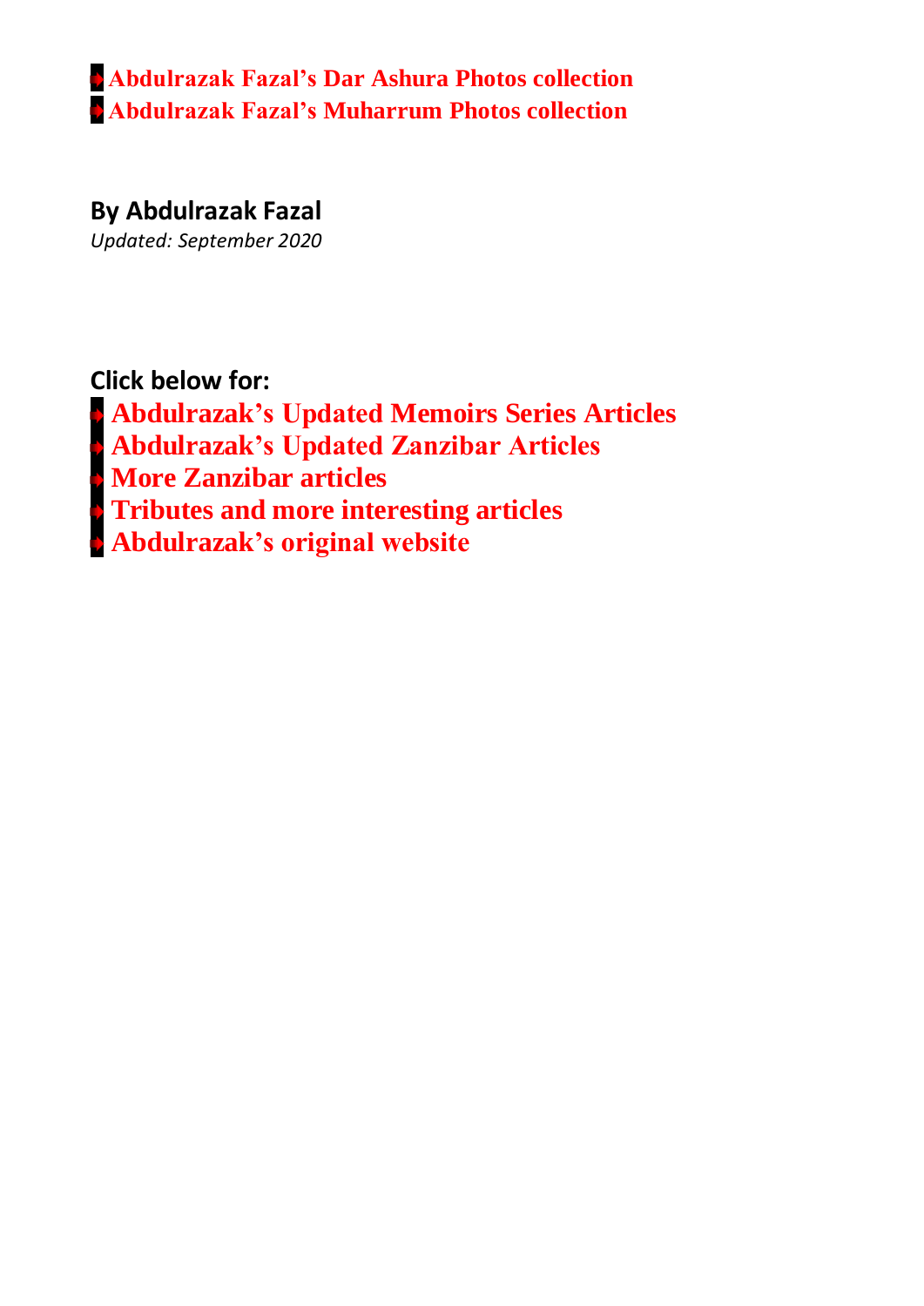- **Abdulrazak Fazal's Dar Ashura Photos collection**
- **Abdulrazak Fazal's Muharrum Photos collection**

**By Abdulrazak Fazal**

*Updated: September 2020*

**Click below for:**

- **Abdulrazak's Updated Memoirs Series Articles**
- **Abdulrazak's Updated Zanzibar Articles**
- **More Zanzibar articles**
- **Tributes and more interesting articles**
- **Abdulrazak's original website**